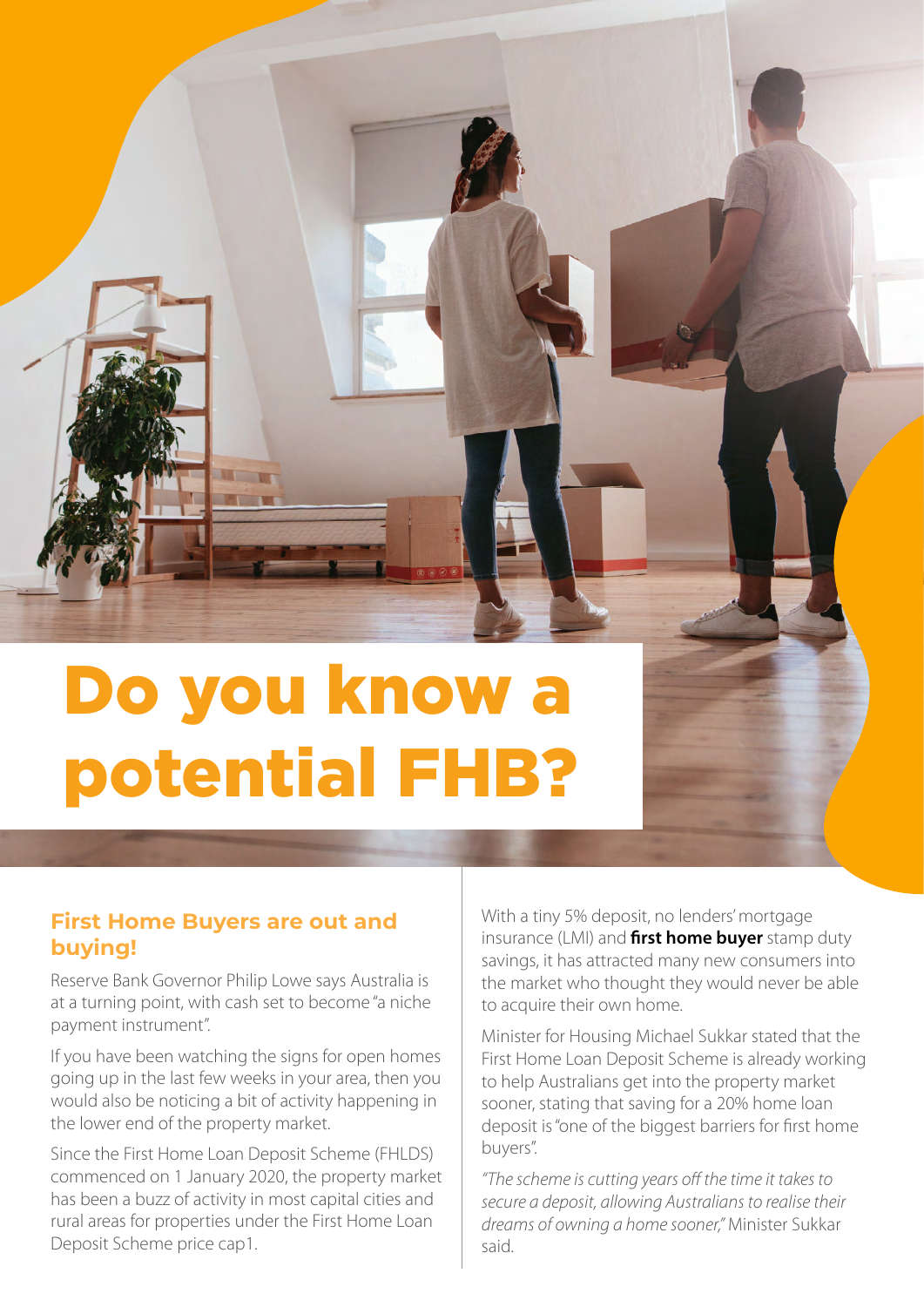# Do you know a potential FHB?

## First Home Buyers are out and buying!

Reserve Bank Governor Philip Lowe says Australia is at a turning point, with cash set to become "a niche payment instrument".

If you have been watching the signs for open homes going up in the last few weeks in your area, then you would also be noticing a bit of activity happening in the lower end of the property market.

Since the First Home Loan Deposit Scheme (FHLDS) commenced on 1 January 2020, the property market has been a buzz of activity in most capital cities and rural areas for properties under the First Home Loan Deposit Scheme price cap1.

With a tiny 5% deposit, no lenders' mortgage insurance (LMI) and **first home buyer** stamp duty savings, it has attracted many new consumers into the market who thought they would never be able to acquire their own home.

Minister for Housing Michael Sukkar stated that the First Home Loan Deposit Scheme is already working to help Australians get into the property market sooner, stating that saving for a 20% home loan deposit is "one of the biggest barriers for first home buyers".

*"The scheme is cutting years off the time it takes to secure a deposit, allowing Australians to realise their dreams of owning a home sooner,"* Minister Sukkar said.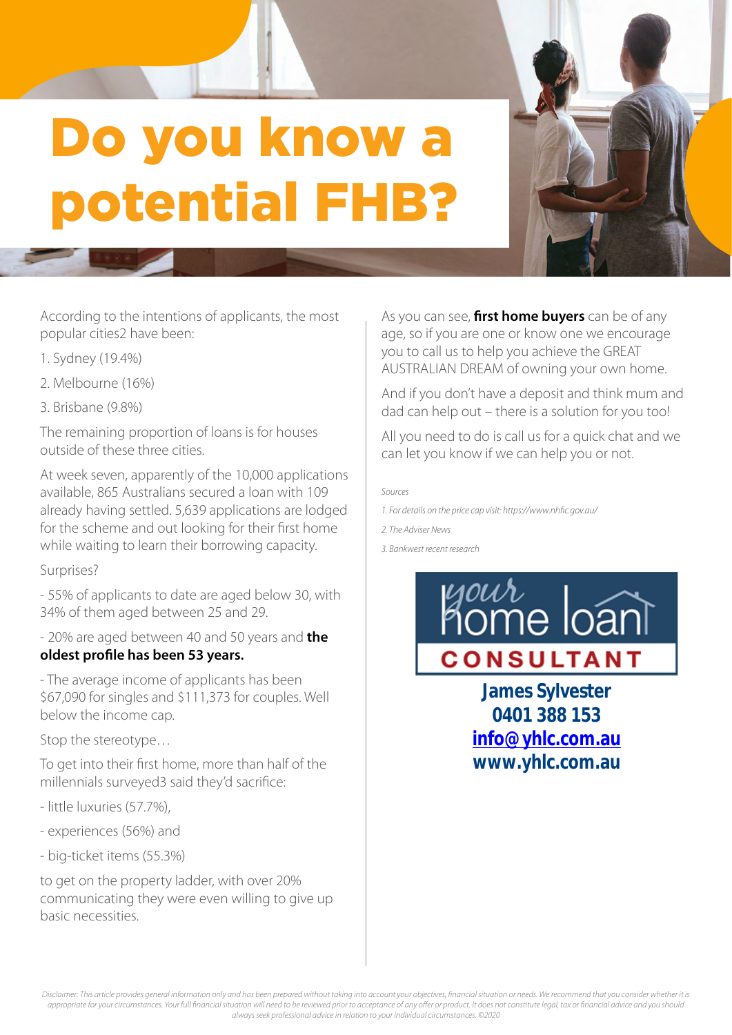# Do you know a potential FHB?

According to the intentions of applicants, the most popular cities2 have been:

1. Sydney (19.4%)
2. Melbourne (16%)
3. Brisbane (9.8%)

The remaining proportion of loans is for houses outside of these three cities.

At week seven, apparently of the 10,000 applications available, 865 Australians secured a loan with 109 already having settled. 5,639 applications are lodged for the scheme and out looking for their first home while waiting to learn their borrowing capacity.

Surprises?

- 55% of applicants to date are aged below 30, with 34% of them aged between 25 and 29.

- 20% are aged between 40 and 50 years and **the oldest profile has been 53 years.**

- The average income of applicants has been $67,090 for singles and $111,373 for couples. Well below the income cap.

Stop the stereotype…

To get into their first home, more than half of the millennials surveyed3 said they'd sacrifice:

- little luxuries (57.7%),

- experiences (56%) and

- big-ticket items (55.3%)

to get on the property ladder, with over 20% communicating they were even willing to give up basic necessities.

As you can see, **first home buyers** can be of any age, so if you are one or know one we encourage you to call us to help you achieve the GREAT AUSTRALIAN DREAM of owning your own home.

And if you don't have a deposit and think mum and dad can help out – there is a solution for you too!

All you need to do is call us for a quick chat and we can let you know if we can help you or not.

*Sources*

*1. For details on the price cap visit: https://www.nhfic.gov.au/*

*2. The Adviser News*

*3. Bankwest recent research*

your home loan CONSULTANT

**James Sylvester**
**0401 388 153**
**info@yhlc.com.au**
**www.yhlc.com.au**

*Disclaimer: This article provides general information only and has been prepared without taking into account your objectives, financial situation or needs. We recommend that you consider whether it is appropriate for your circumstances. Your full financial situation will need to be reviewed prior to acceptance of any offer or product. It does not constitute legal, tax or financial advice and you should always seek professional advice in relation to your individual circumstances. ©2020*